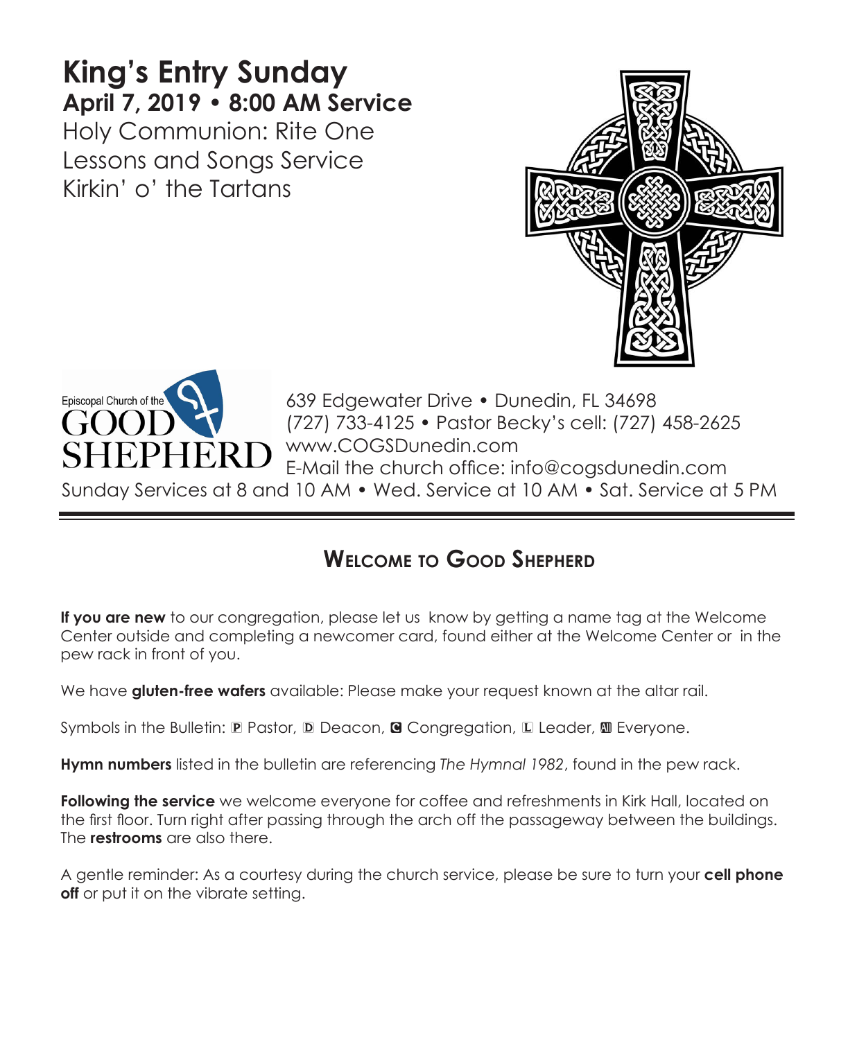# King's Entry Sunday

**April 7, 2019 • 8:00 AM Service**

Holy Communion: Rite One
Lessons and Songs Service
Kirkin' o' the Tartans

Episcopal Church of the GOOD SHEPHERD

639 Edgewater Drive • Dunedin, FL 34698
(727) 733-4125 • Pastor Becky's cell: (727) 458-2625
www.COGSDunedin.com
E-Mail the church office: info@cogsdunedin.com
Sunday Services at 8 and 10 AM • Wed. Service at 10 AM • Sat. Service at 5 PM

## Welcome to Good Shepherd

**If you are new** to our congregation, please let us know by getting a name tag at the Welcome Center outside and completing a newcomer card, found either at the Welcome Center or in the pew rack in front of you.

We have **gluten-free wafers** available: Please make your request known at the altar rail.

Symbols in the Bulletin: P Pastor, D Deacon, C Congregation, L Leader, All Everyone.

**Hymn numbers** listed in the bulletin are referencing *The Hymnal 1982*, found in the pew rack.

**Following the service** we welcome everyone for coffee and refreshments in Kirk Hall, located on the first floor. Turn right after passing through the arch off the passageway between the buildings. The **restrooms** are also there.

A gentle reminder: As a courtesy during the church service, please be sure to turn your **cell phone off** or put it on the vibrate setting.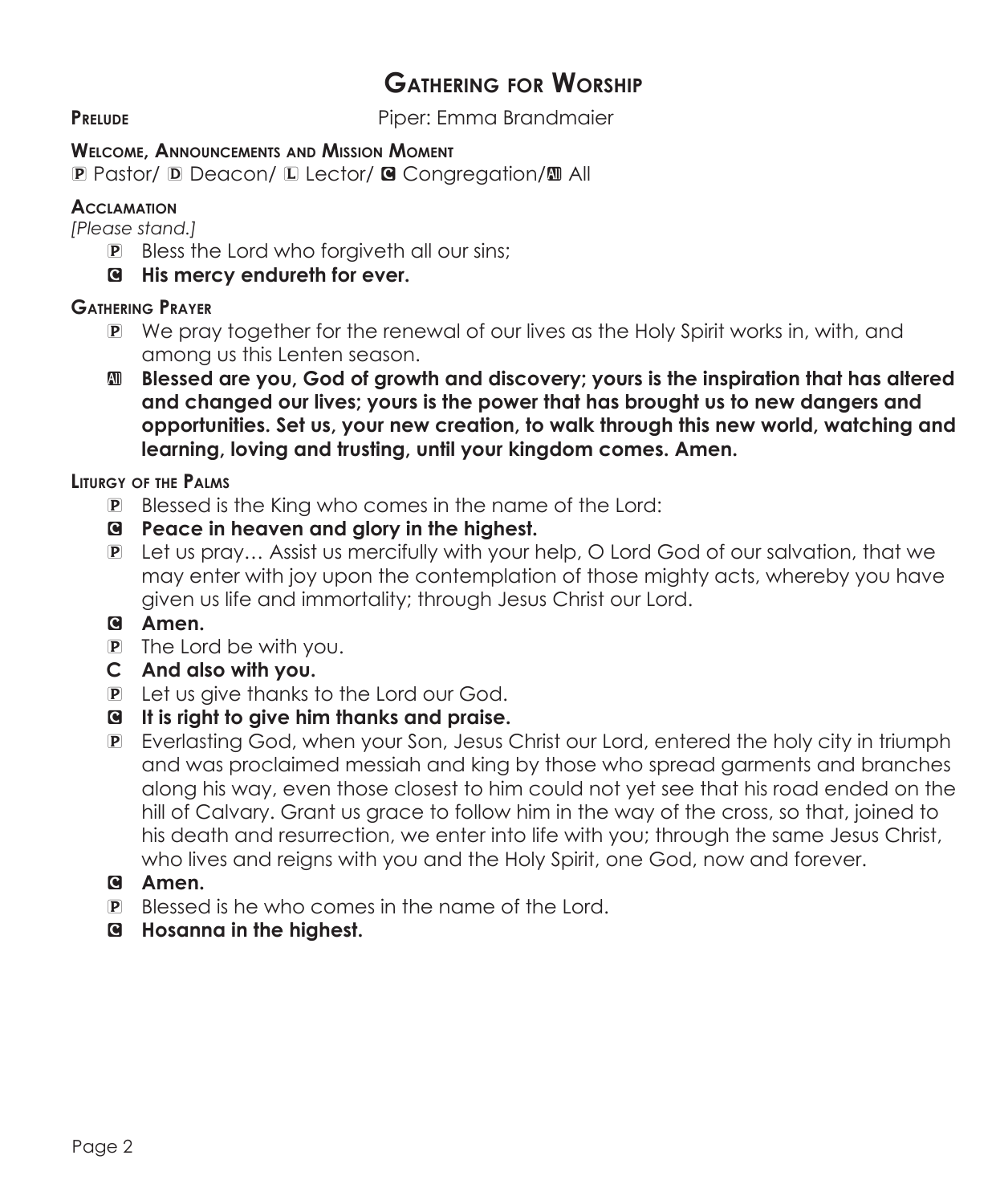# Gathering for Worship

**Prelude** Piper: Emma Brandmaier

**Welcome, Announcements and Mission Moment**

P Pastor/ D Deacon/ L Lector/ C Congregation/ A All

**Acclamation**

*[Please stand.]*

P Bless the Lord who forgiveth all our sins;

**C His mercy endureth for ever.**

**Gathering Prayer**

P We pray together for the renewal of our lives as the Holy Spirit works in, with, and among us this Lenten season.

**A Blessed are you, God of growth and discovery; yours is the inspiration that has altered and changed our lives; yours is the power that has brought us to new dangers and opportunities. Set us, your new creation, to walk through this new world, watching and learning, loving and trusting, until your kingdom comes. Amen.**

**Liturgy of the Palms**

P Blessed is the King who comes in the name of the Lord:

**C Peace in heaven and glory in the highest.**

P Let us pray… Assist us mercifully with your help, O Lord God of our salvation, that we may enter with joy upon the contemplation of those mighty acts, whereby you have given us life and immortality; through Jesus Christ our Lord.

**C Amen.**

P The Lord be with you.

**C And also with you.**

P Let us give thanks to the Lord our God.

**C It is right to give him thanks and praise.**

P Everlasting God, when your Son, Jesus Christ our Lord, entered the holy city in triumph and was proclaimed messiah and king by those who spread garments and branches along his way, even those closest to him could not yet see that his road ended on the hill of Calvary. Grant us grace to follow him in the way of the cross, so that, joined to his death and resurrection, we enter into life with you; through the same Jesus Christ, who lives and reigns with you and the Holy Spirit, one God, now and forever.

**C Amen.**

P Blessed is he who comes in the name of the Lord.

**C Hosanna in the highest.**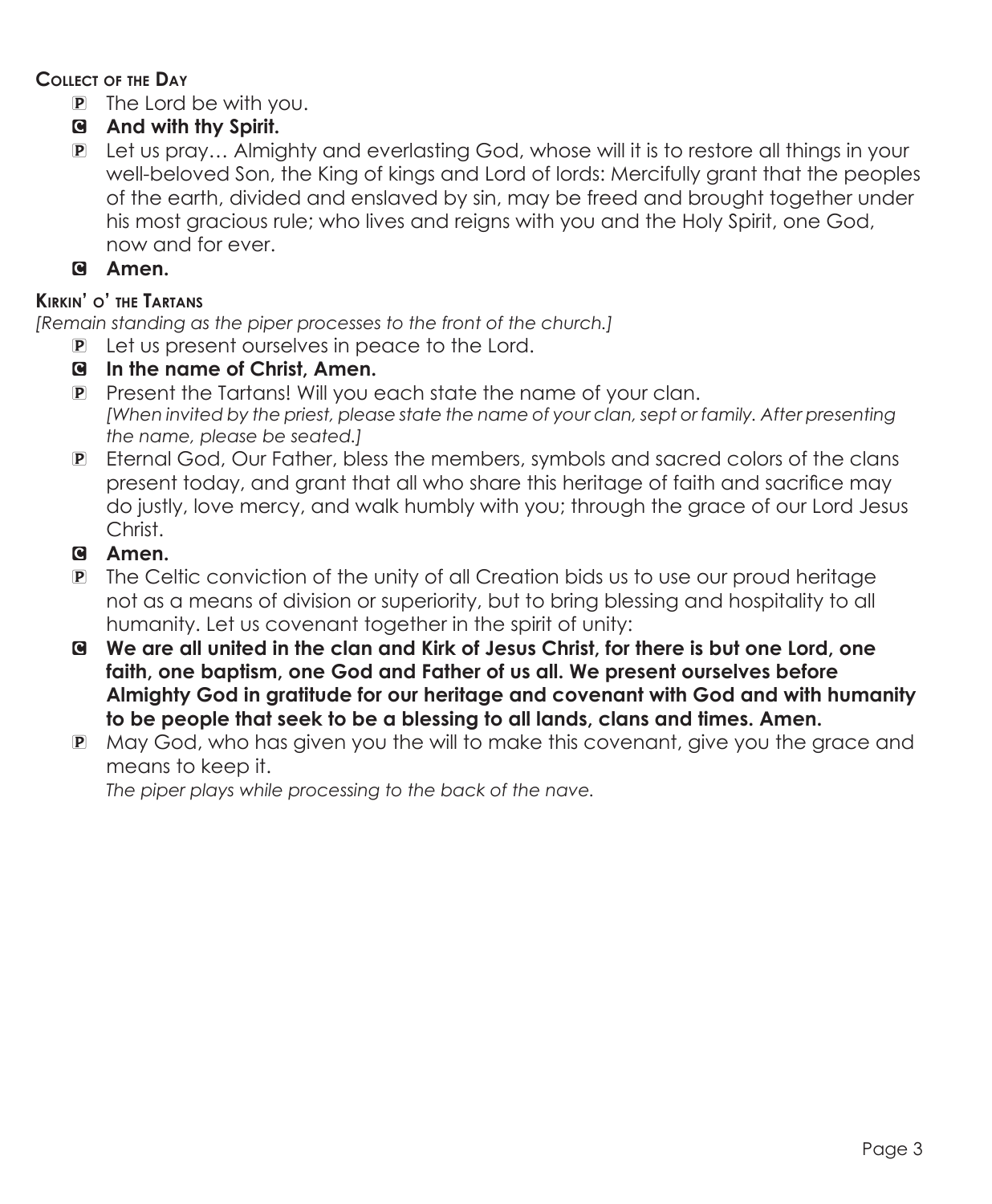**Collect of the Day**

- P The Lord be with you.
- C **And with thy Spirit.**
- P Let us pray… Almighty and everlasting God, whose will it is to restore all things in your well-beloved Son, the King of kings and Lord of lords: Mercifully grant that the peoples of the earth, divided and enslaved by sin, may be freed and brought together under his most gracious rule; who lives and reigns with you and the Holy Spirit, one God, now and for ever.
- C **Amen.**

**Kirkin' o' the Tartans**

*[Remain standing as the piper processes to the front of the church.]*

- P Let us present ourselves in peace to the Lord.
- C **In the name of Christ, Amen.**
- P Present the Tartans! Will you each state the name of your clan.
  *[When invited by the priest, please state the name of your clan, sept or family. After presenting the name, please be seated.]*
- P Eternal God, Our Father, bless the members, symbols and sacred colors of the clans present today, and grant that all who share this heritage of faith and sacrifice may do justly, love mercy, and walk humbly with you; through the grace of our Lord Jesus Christ.
- C **Amen.**
- P The Celtic conviction of the unity of all Creation bids us to use our proud heritage not as a means of division or superiority, but to bring blessing and hospitality to all humanity. Let us covenant together in the spirit of unity:
- C **We are all united in the clan and Kirk of Jesus Christ, for there is but one Lord, one faith, one baptism, one God and Father of us all. We present ourselves before Almighty God in gratitude for our heritage and covenant with God and with humanity to be people that seek to be a blessing to all lands, clans and times. Amen.**
- P May God, who has given you the will to make this covenant, give you the grace and means to keep it.
  *The piper plays while processing to the back of the nave.*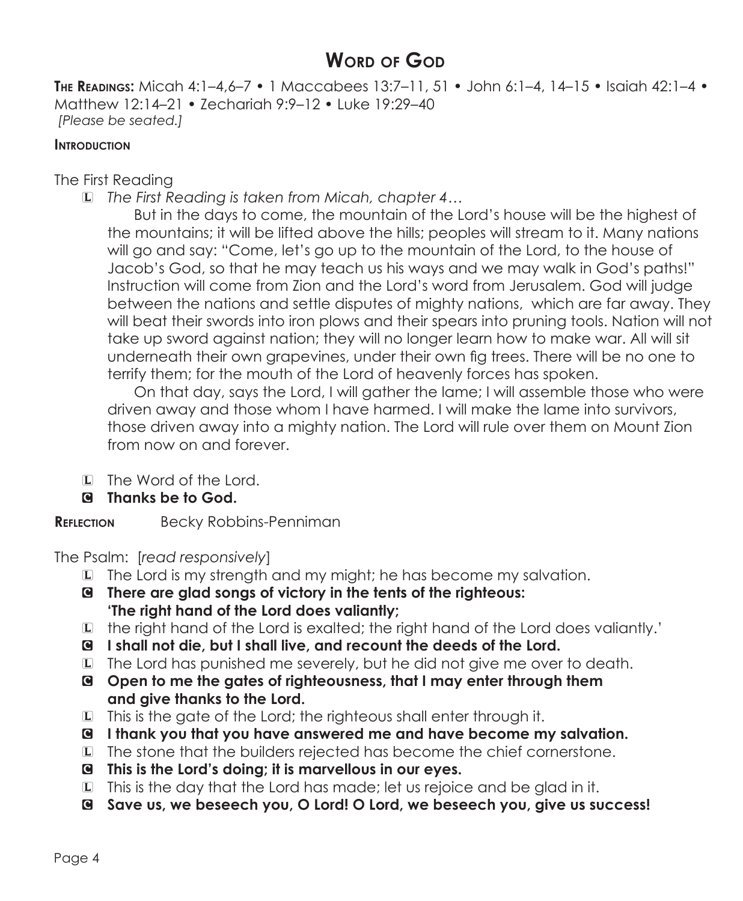# Word of God

**The Readings:** Micah 4:1–4,6–7 • 1 Maccabees 13:7–11, 51 • John 6:1–4, 14–15 • Isaiah 42:1–4 • Matthew 12:14–21 • Zechariah 9:9–12 • Luke 19:29–40
*[Please be seated.]*

**Introduction**

The First Reading

L *The First Reading is taken from Micah, chapter 4…*

But in the days to come, the mountain of the Lord's house will be the highest of the mountains; it will be lifted above the hills; peoples will stream to it. Many nations will go and say: "Come, let's go up to the mountain of the Lord, to the house of Jacob's God, so that he may teach us his ways and we may walk in God's paths!" Instruction will come from Zion and the Lord's word from Jerusalem. God will judge between the nations and settle disputes of mighty nations, which are far away. They will beat their swords into iron plows and their spears into pruning tools. Nation will not take up sword against nation; they will no longer learn how to make war. All will sit underneath their own grapevines, under their own fig trees. There will be no one to terrify them; for the mouth of the Lord of heavenly forces has spoken.

On that day, says the Lord, I will gather the lame; I will assemble those who were driven away and those whom I have harmed. I will make the lame into survivors, those driven away into a mighty nation. The Lord will rule over them on Mount Zion from now on and forever.

L The Word of the Lord.
C **Thanks be to God.**

**Reflection** Becky Robbins-Penniman

The Psalm: [*read responsively*]

L The Lord is my strength and my might; he has become my salvation.
C **There are glad songs of victory in the tents of the righteous: 'The right hand of the Lord does valiantly;**
L the right hand of the Lord is exalted; the right hand of the Lord does valiantly.'
C **I shall not die, but I shall live, and recount the deeds of the Lord.**
L The Lord has punished me severely, but he did not give me over to death.
C **Open to me the gates of righteousness, that I may enter through them and give thanks to the Lord.**
L This is the gate of the Lord; the righteous shall enter through it.
C **I thank you that you have answered me and have become my salvation.**
L The stone that the builders rejected has become the chief cornerstone.
C **This is the Lord's doing; it is marvellous in our eyes.**
L This is the day that the Lord has made; let us rejoice and be glad in it.
C **Save us, we beseech you, O Lord! O Lord, we beseech you, give us success!**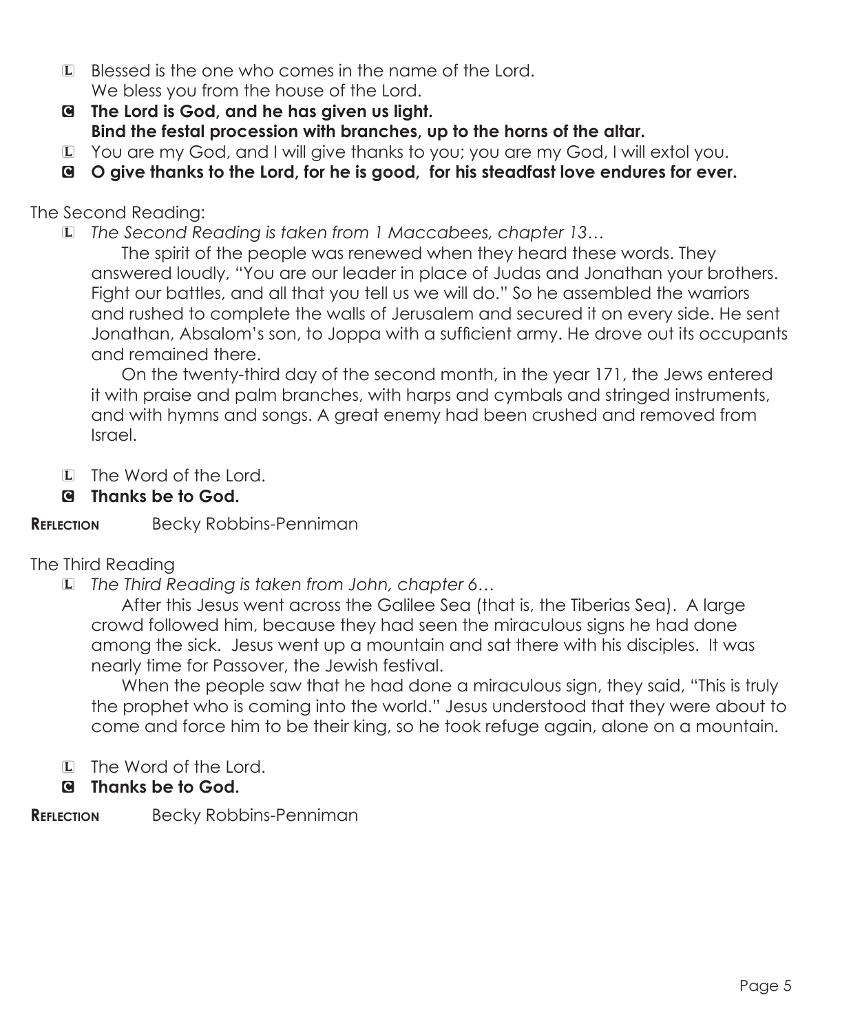L Blessed is the one who comes in the name of the Lord.
We bless you from the house of the Lord.

**C The Lord is God, and he has given us light.**
**Bind the festal procession with branches, up to the horns of the altar.**

L You are my God, and I will give thanks to you; you are my God, I will extol you.

**C O give thanks to the Lord, for he is good, for his steadfast love endures for ever.**

The Second Reading:

L *The Second Reading is taken from 1 Maccabees, chapter 13…*

The spirit of the people was renewed when they heard these words. They answered loudly, "You are our leader in place of Judas and Jonathan your brothers. Fight our battles, and all that you tell us we will do." So he assembled the warriors and rushed to complete the walls of Jerusalem and secured it on every side. He sent Jonathan, Absalom's son, to Joppa with a sufficient army. He drove out its occupants and remained there.

On the twenty-third day of the second month, in the year 171, the Jews entered it with praise and palm branches, with harps and cymbals and stringed instruments, and with hymns and songs. A great enemy had been crushed and removed from Israel.

L The Word of the Lord.

**C Thanks be to God.**

**Reflection** Becky Robbins-Penniman

The Third Reading

L *The Third Reading is taken from John, chapter 6…*

After this Jesus went across the Galilee Sea (that is, the Tiberias Sea). A large crowd followed him, because they had seen the miraculous signs he had done among the sick. Jesus went up a mountain and sat there with his disciples. It was nearly time for Passover, the Jewish festival.

When the people saw that he had done a miraculous sign, they said, "This is truly the prophet who is coming into the world." Jesus understood that they were about to come and force him to be their king, so he took refuge again, alone on a mountain.

L The Word of the Lord.

**C Thanks be to God.**

**Reflection** Becky Robbins-Penniman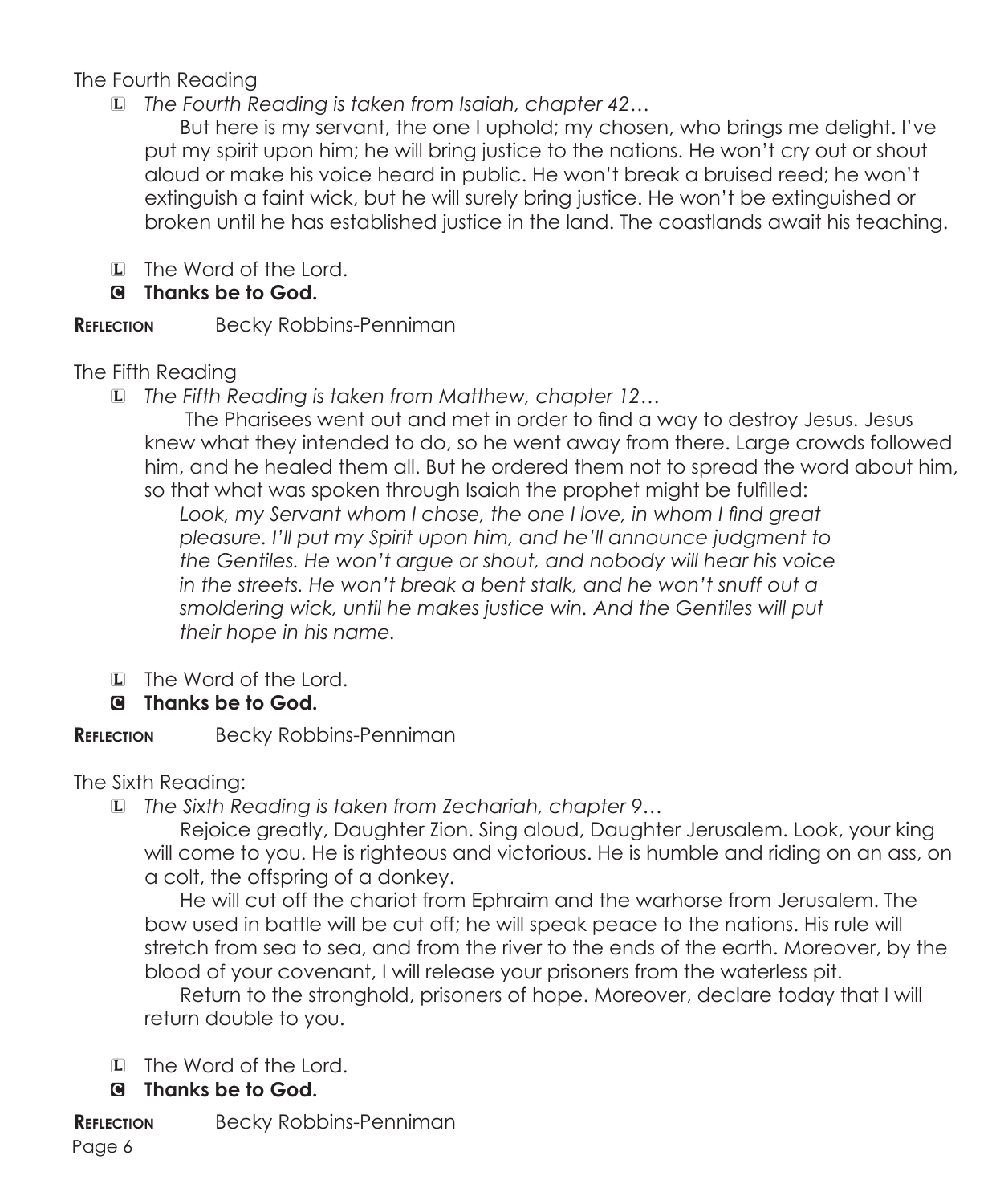The Fourth Reading

L *The Fourth Reading is taken from Isaiah, chapter 42…*

But here is my servant, the one I uphold; my chosen, who brings me delight. I've put my spirit upon him; he will bring justice to the nations. He won't cry out or shout aloud or make his voice heard in public. He won't break a bruised reed; he won't extinguish a faint wick, but he will surely bring justice. He won't be extinguished or broken until he has established justice in the land. The coastlands await his teaching.

L The Word of the Lord.

C **Thanks be to God.**

**Reflection** Becky Robbins-Penniman

The Fifth Reading

L *The Fifth Reading is taken from Matthew, chapter 12…*

The Pharisees went out and met in order to find a way to destroy Jesus. Jesus knew what they intended to do, so he went away from there. Large crowds followed him, and he healed them all. But he ordered them not to spread the word about him, so that what was spoken through Isaiah the prophet might be fulfilled:

*Look, my Servant whom I chose, the one I love, in whom I find great pleasure. I'll put my Spirit upon him, and he'll announce judgment to the Gentiles. He won't argue or shout, and nobody will hear his voice in the streets. He won't break a bent stalk, and he won't snuff out a smoldering wick, until he makes justice win. And the Gentiles will put their hope in his name.*

L The Word of the Lord.

C **Thanks be to God.**

**Reflection** Becky Robbins-Penniman

The Sixth Reading:

L *The Sixth Reading is taken from Zechariah, chapter 9…*

Rejoice greatly, Daughter Zion. Sing aloud, Daughter Jerusalem. Look, your king will come to you. He is righteous and victorious. He is humble and riding on an ass, on a colt, the offspring of a donkey.

He will cut off the chariot from Ephraim and the warhorse from Jerusalem. The bow used in battle will be cut off; he will speak peace to the nations. His rule will stretch from sea to sea, and from the river to the ends of the earth. Moreover, by the blood of your covenant, I will release your prisoners from the waterless pit.

Return to the stronghold, prisoners of hope. Moreover, declare today that I will return double to you.

L The Word of the Lord.

C **Thanks be to God.**

**Reflection** Becky Robbins-Penniman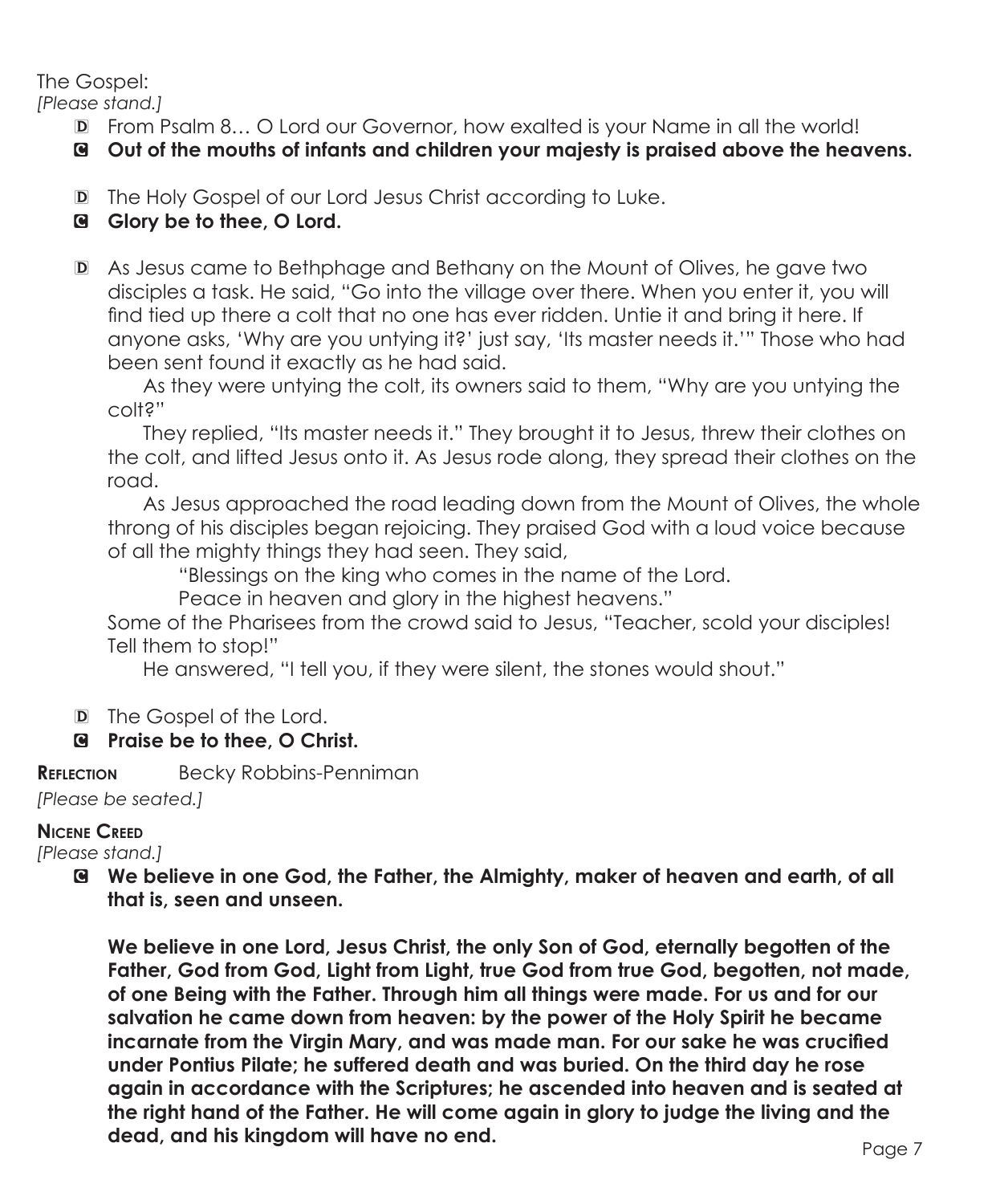The Gospel:

*[Please stand.]*

D From Psalm 8… O Lord our Governor, how exalted is your Name in all the world!

C **Out of the mouths of infants and children your majesty is praised above the heavens.**

D The Holy Gospel of our Lord Jesus Christ according to Luke.

C **Glory be to thee, O Lord.**

D As Jesus came to Bethphage and Bethany on the Mount of Olives, he gave two disciples a task. He said, "Go into the village over there. When you enter it, you will find tied up there a colt that no one has ever ridden. Untie it and bring it here. If anyone asks, 'Why are you untying it?' just say, 'Its master needs it.'" Those who had been sent found it exactly as he had said.

As they were untying the colt, its owners said to them, "Why are you untying the colt?"

They replied, "Its master needs it." They brought it to Jesus, threw their clothes on the colt, and lifted Jesus onto it. As Jesus rode along, they spread their clothes on the road.

As Jesus approached the road leading down from the Mount of Olives, the whole throng of his disciples began rejoicing. They praised God with a loud voice because of all the mighty things they had seen. They said,

"Blessings on the king who comes in the name of the Lord.
Peace in heaven and glory in the highest heavens."

Some of the Pharisees from the crowd said to Jesus, "Teacher, scold your disciples! Tell them to stop!"

He answered, "I tell you, if they were silent, the stones would shout."

D The Gospel of the Lord.

C **Praise be to thee, O Christ.**

**Reflection** Becky Robbins-Penniman

*[Please be seated.]*

**Nicene Creed**

*[Please stand.]*

C **We believe in one God, the Father, the Almighty, maker of heaven and earth, of all that is, seen and unseen.**

**We believe in one Lord, Jesus Christ, the only Son of God, eternally begotten of the Father, God from God, Light from Light, true God from true God, begotten, not made, of one Being with the Father. Through him all things were made. For us and for our salvation he came down from heaven: by the power of the Holy Spirit he became incarnate from the Virgin Mary, and was made man. For our sake he was crucified under Pontius Pilate; he suffered death and was buried. On the third day he rose again in accordance with the Scriptures; he ascended into heaven and is seated at the right hand of the Father. He will come again in glory to judge the living and the dead, and his kingdom will have no end.**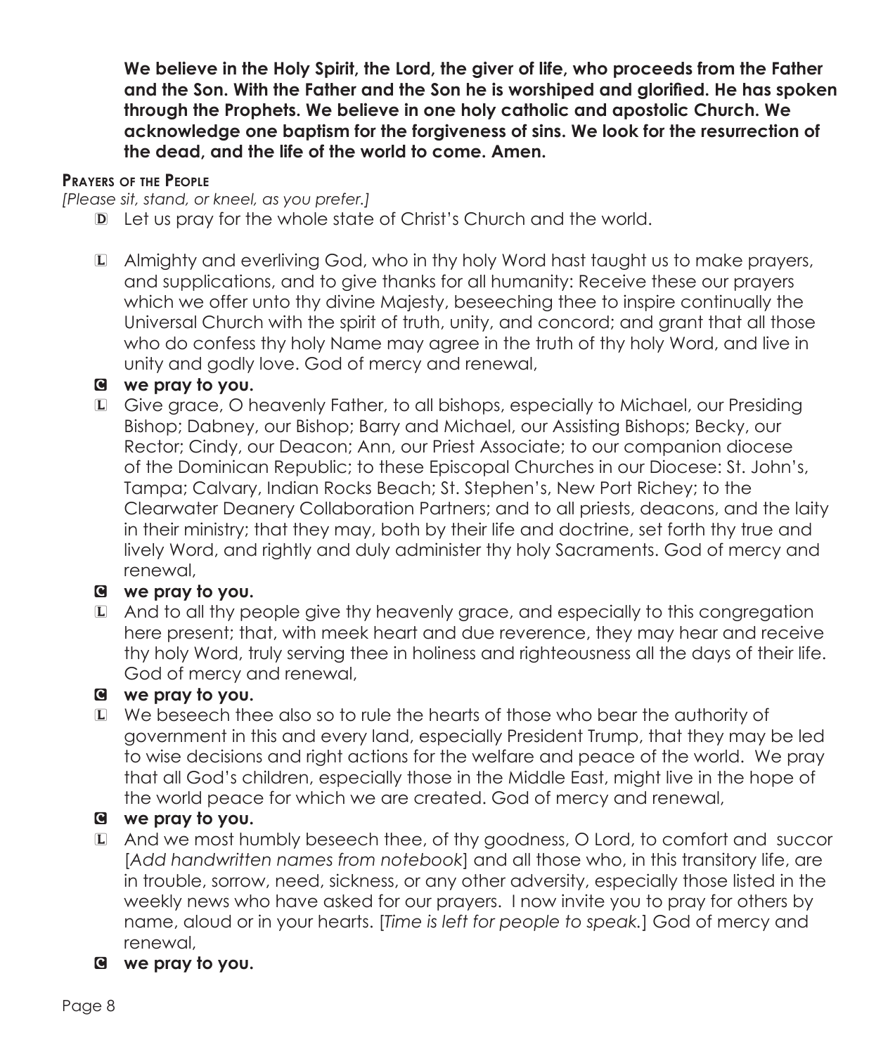**We believe in the Holy Spirit, the Lord, the giver of life, who proceeds from the Father and the Son. With the Father and the Son he is worshiped and glorified. He has spoken through the Prophets. We believe in one holy catholic and apostolic Church. We acknowledge one baptism for the forgiveness of sins. We look for the resurrection of the dead, and the life of the world to come. Amen.**

**Prayers of the People**

*[Please sit, stand, or kneel, as you prefer.]*

D Let us pray for the whole state of Christ's Church and the world.

L Almighty and everliving God, who in thy holy Word hast taught us to make prayers, and supplications, and to give thanks for all humanity: Receive these our prayers which we offer unto thy divine Majesty, beseeching thee to inspire continually the Universal Church with the spirit of truth, unity, and concord; and grant that all those who do confess thy holy Name may agree in the truth of thy holy Word, and live in unity and godly love. God of mercy and renewal,

C **we pray to you.**

L Give grace, O heavenly Father, to all bishops, especially to Michael, our Presiding Bishop; Dabney, our Bishop; Barry and Michael, our Assisting Bishops; Becky, our Rector; Cindy, our Deacon; Ann, our Priest Associate; to our companion diocese of the Dominican Republic; to these Episcopal Churches in our Diocese: St. John's, Tampa; Calvary, Indian Rocks Beach; St. Stephen's, New Port Richey; to the Clearwater Deanery Collaboration Partners; and to all priests, deacons, and the laity in their ministry; that they may, both by their life and doctrine, set forth thy true and lively Word, and rightly and duly administer thy holy Sacraments. God of mercy and renewal,

C **we pray to you.**

L And to all thy people give thy heavenly grace, and especially to this congregation here present; that, with meek heart and due reverence, they may hear and receive thy holy Word, truly serving thee in holiness and righteousness all the days of their life. God of mercy and renewal,

C **we pray to you.**

L We beseech thee also so to rule the hearts of those who bear the authority of government in this and every land, especially President Trump, that they may be led to wise decisions and right actions for the welfare and peace of the world. We pray that all God's children, especially those in the Middle East, might live in the hope of the world peace for which we are created. God of mercy and renewal,

C **we pray to you.**

L And we most humbly beseech thee, of thy goodness, O Lord, to comfort and succor [*Add handwritten names from notebook*] and all those who, in this transitory life, are in trouble, sorrow, need, sickness, or any other adversity, especially those listed in the weekly news who have asked for our prayers. I now invite you to pray for others by name, aloud or in your hearts. [*Time is left for people to speak.*] God of mercy and renewal,

C **we pray to you.**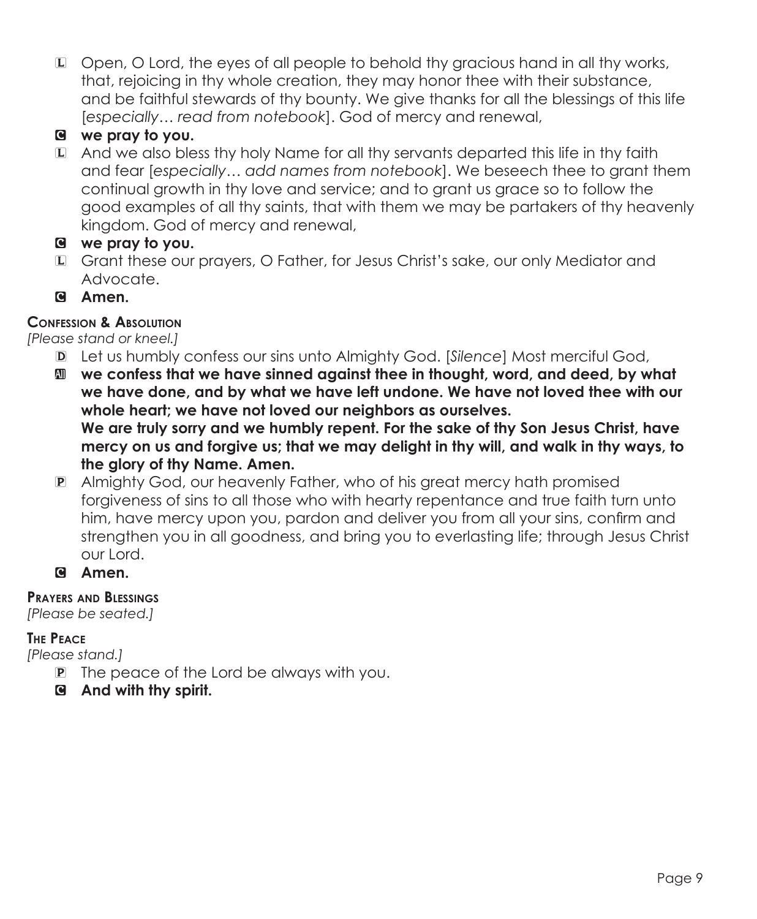L Open, O Lord, the eyes of all people to behold thy gracious hand in all thy works, that, rejoicing in thy whole creation, they may honor thee with their substance, and be faithful stewards of thy bounty. We give thanks for all the blessings of this life [*especially… read from notebook*]. God of mercy and renewal,

C **we pray to you.**

L And we also bless thy holy Name for all thy servants departed this life in thy faith and fear [*especially… add names from notebook*]. We beseech thee to grant them continual growth in thy love and service; and to grant us grace so to follow the good examples of all thy saints, that with them we may be partakers of thy heavenly kingdom. God of mercy and renewal,

C **we pray to you.**

L Grant these our prayers, O Father, for Jesus Christ's sake, our only Mediator and Advocate.

C **Amen.**

### Confession & Absolution

*[Please stand or kneel.]*

D Let us humbly confess our sins unto Almighty God. [*Silence*] Most merciful God,

All **we confess that we have sinned against thee in thought, word, and deed, by what we have done, and by what we have left undone. We have not loved thee with our whole heart; we have not loved our neighbors as ourselves.**
**We are truly sorry and we humbly repent. For the sake of thy Son Jesus Christ, have mercy on us and forgive us; that we may delight in thy will, and walk in thy ways, to the glory of thy Name. Amen.**

P Almighty God, our heavenly Father, who of his great mercy hath promised forgiveness of sins to all those who with hearty repentance and true faith turn unto him, have mercy upon you, pardon and deliver you from all your sins, confirm and strengthen you in all goodness, and bring you to everlasting life; through Jesus Christ our Lord.

C **Amen.**

### Prayers and Blessings

*[Please be seated.]*

### The Peace

*[Please stand.]*

P The peace of the Lord be always with you.

C **And with thy spirit.**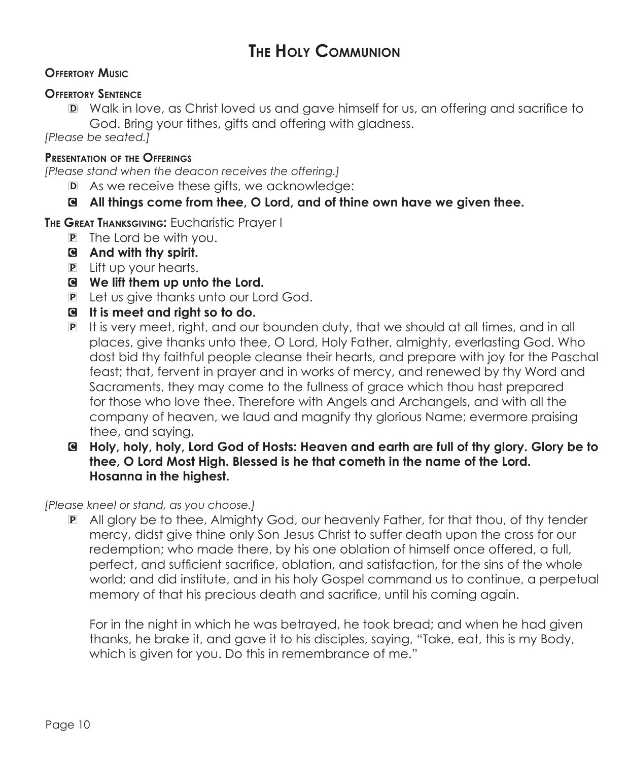# The Holy Communion

**Offertory Music**

**Offertory Sentence**

D Walk in love, as Christ loved us and gave himself for us, an offering and sacrifice to God. Bring your tithes, gifts and offering with gladness.

*[Please be seated.]*

**Presentation of the Offerings**

*[Please stand when the deacon receives the offering.]*

D As we receive these gifts, we acknowledge:

C **All things come from thee, O Lord, and of thine own have we given thee.**

**The Great Thanksgiving:** Eucharistic Prayer I

P The Lord be with you.

C **And with thy spirit.**

P Lift up your hearts.

C **We lift them up unto the Lord.**

P Let us give thanks unto our Lord God.

C **It is meet and right so to do.**

P It is very meet, right, and our bounden duty, that we should at all times, and in all places, give thanks unto thee, O Lord, Holy Father, almighty, everlasting God. Who dost bid thy faithful people cleanse their hearts, and prepare with joy for the Paschal feast; that, fervent in prayer and in works of mercy, and renewed by thy Word and Sacraments, they may come to the fullness of grace which thou hast prepared for those who love thee. Therefore with Angels and Archangels, and with all the company of heaven, we laud and magnify thy glorious Name; evermore praising thee, and saying,

C **Holy, holy, holy, Lord God of Hosts: Heaven and earth are full of thy glory. Glory be to thee, O Lord Most High. Blessed is he that cometh in the name of the Lord. Hosanna in the highest.**

*[Please kneel or stand, as you choose.]*

P All glory be to thee, Almighty God, our heavenly Father, for that thou, of thy tender mercy, didst give thine only Son Jesus Christ to suffer death upon the cross for our redemption; who made there, by his one oblation of himself once offered, a full, perfect, and sufficient sacrifice, oblation, and satisfaction, for the sins of the whole world; and did institute, and in his holy Gospel command us to continue, a perpetual memory of that his precious death and sacrifice, until his coming again.

For in the night in which he was betrayed, he took bread; and when he had given thanks, he brake it, and gave it to his disciples, saying, "Take, eat, this is my Body, which is given for you. Do this in remembrance of me."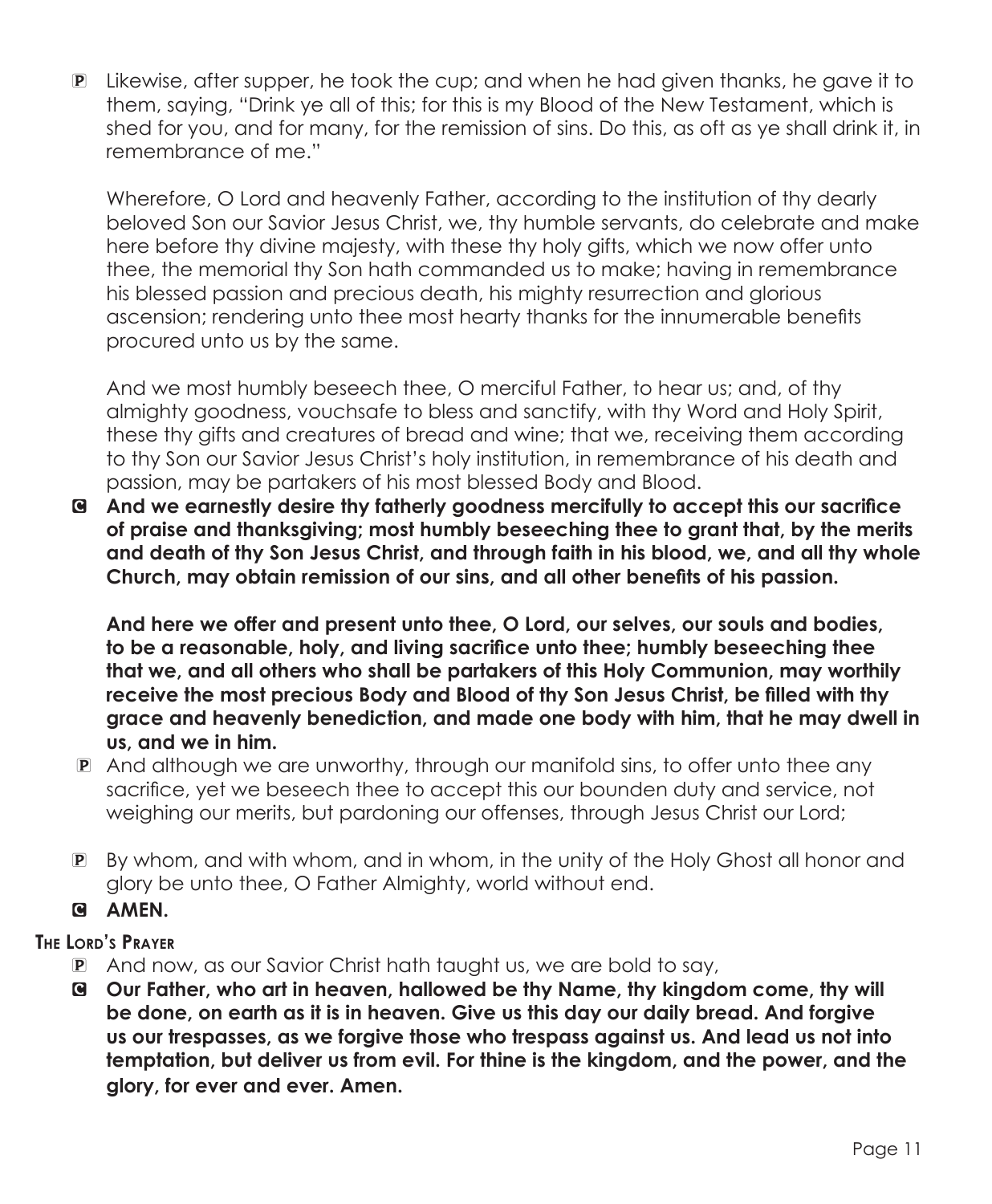P Likewise, after supper, he took the cup; and when he had given thanks, he gave it to them, saying, "Drink ye all of this; for this is my Blood of the New Testament, which is shed for you, and for many, for the remission of sins. Do this, as oft as ye shall drink it, in remembrance of me."

Wherefore, O Lord and heavenly Father, according to the institution of thy dearly beloved Son our Savior Jesus Christ, we, thy humble servants, do celebrate and make here before thy divine majesty, with these thy holy gifts, which we now offer unto thee, the memorial thy Son hath commanded us to make; having in remembrance his blessed passion and precious death, his mighty resurrection and glorious ascension; rendering unto thee most hearty thanks for the innumerable benefits procured unto us by the same.

And we most humbly beseech thee, O merciful Father, to hear us; and, of thy almighty goodness, vouchsafe to bless and sanctify, with thy Word and Holy Spirit, these thy gifts and creatures of bread and wine; that we, receiving them according to thy Son our Savior Jesus Christ's holy institution, in remembrance of his death and passion, may be partakers of his most blessed Body and Blood.

**C And we earnestly desire thy fatherly goodness mercifully to accept this our sacrifice of praise and thanksgiving; most humbly beseeching thee to grant that, by the merits and death of thy Son Jesus Christ, and through faith in his blood, we, and all thy whole Church, may obtain remission of our sins, and all other benefits of his passion.**

**And here we offer and present unto thee, O Lord, our selves, our souls and bodies, to be a reasonable, holy, and living sacrifice unto thee; humbly beseeching thee that we, and all others who shall be partakers of this Holy Communion, may worthily receive the most precious Body and Blood of thy Son Jesus Christ, be filled with thy grace and heavenly benediction, and made one body with him, that he may dwell in us, and we in him.**

P And although we are unworthy, through our manifold sins, to offer unto thee any sacrifice, yet we beseech thee to accept this our bounden duty and service, not weighing our merits, but pardoning our offenses, through Jesus Christ our Lord;

P By whom, and with whom, and in whom, in the unity of the Holy Ghost all honor and glory be unto thee, O Father Almighty, world without end.

**C AMEN.**

### The Lord's Prayer

P And now, as our Savior Christ hath taught us, we are bold to say,

**C Our Father, who art in heaven, hallowed be thy Name, thy kingdom come, thy will be done, on earth as it is in heaven. Give us this day our daily bread. And forgive us our trespasses, as we forgive those who trespass against us. And lead us not into temptation, but deliver us from evil. For thine is the kingdom, and the power, and the glory, for ever and ever. Amen.**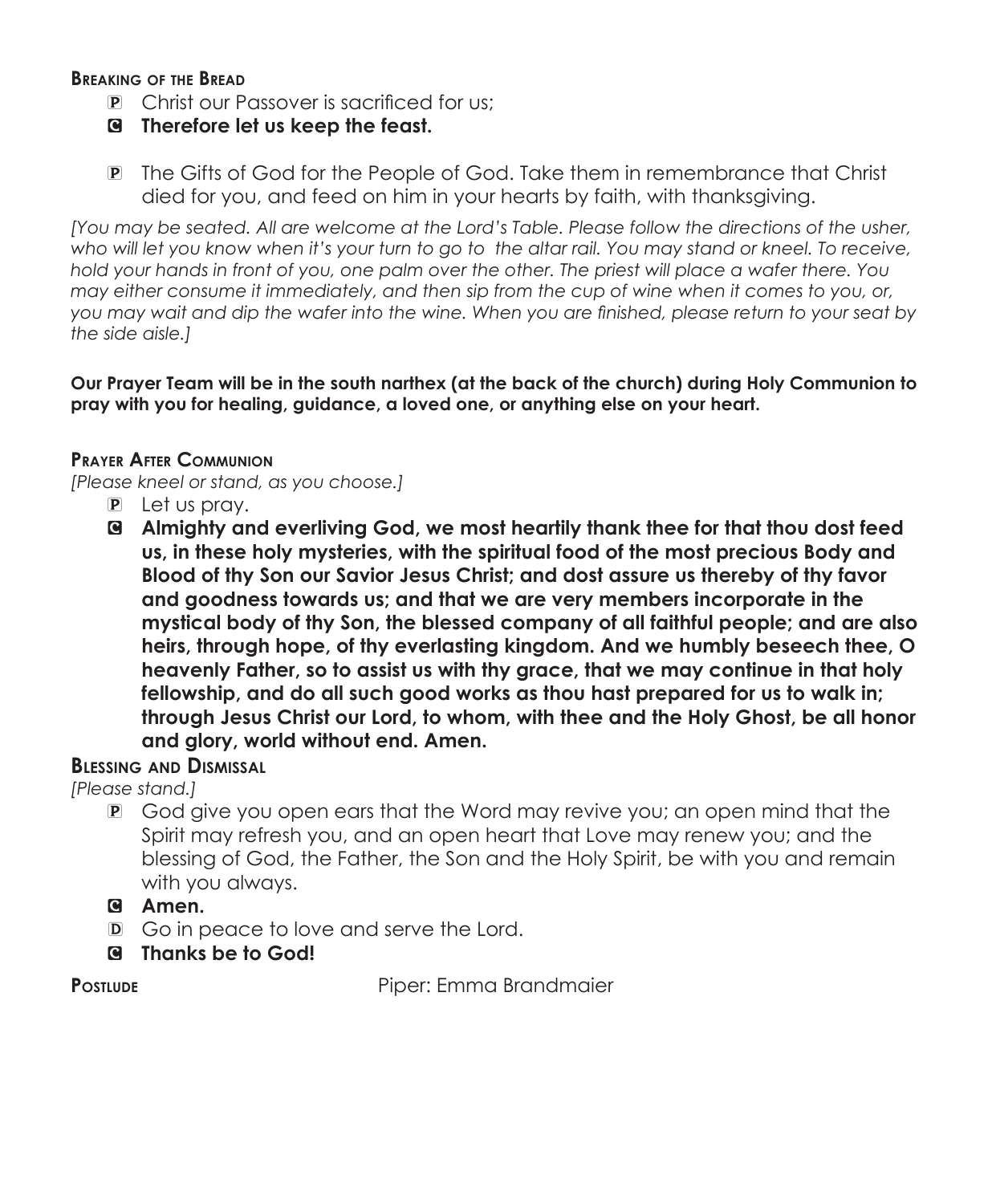**Breaking of the Bread**

P Christ our Passover is sacrificed for us;

C **Therefore let us keep the feast.**

P The Gifts of God for the People of God. Take them in remembrance that Christ died for you, and feed on him in your hearts by faith, with thanksgiving.

*[You may be seated. All are welcome at the Lord's Table. Please follow the directions of the usher, who will let you know when it's your turn to go to the altar rail. You may stand or kneel. To receive, hold your hands in front of you, one palm over the other. The priest will place a wafer there. You may either consume it immediately, and then sip from the cup of wine when it comes to you, or, you may wait and dip the wafer into the wine. When you are finished, please return to your seat by the side aisle.]*

**Our Prayer Team will be in the south narthex (at the back of the church) during Holy Communion to pray with you for healing, guidance, a loved one, or anything else on your heart.**

**Prayer After Communion**

*[Please kneel or stand, as you choose.]*

P Let us pray.

C **Almighty and everliving God, we most heartily thank thee for that thou dost feed us, in these holy mysteries, with the spiritual food of the most precious Body and Blood of thy Son our Savior Jesus Christ; and dost assure us thereby of thy favor and goodness towards us; and that we are very members incorporate in the mystical body of thy Son, the blessed company of all faithful people; and are also heirs, through hope, of thy everlasting kingdom. And we humbly beseech thee, O heavenly Father, so to assist us with thy grace, that we may continue in that holy fellowship, and do all such good works as thou hast prepared for us to walk in; through Jesus Christ our Lord, to whom, with thee and the Holy Ghost, be all honor and glory, world without end. Amen.**

**Blessing and Dismissal**

*[Please stand.]*

P God give you open ears that the Word may revive you; an open mind that the Spirit may refresh you, and an open heart that Love may renew you; and the blessing of God, the Father, the Son and the Holy Spirit, be with you and remain with you always.

C **Amen.**

D Go in peace to love and serve the Lord.

C **Thanks be to God!**

**Postlude** Piper: Emma Brandmaier